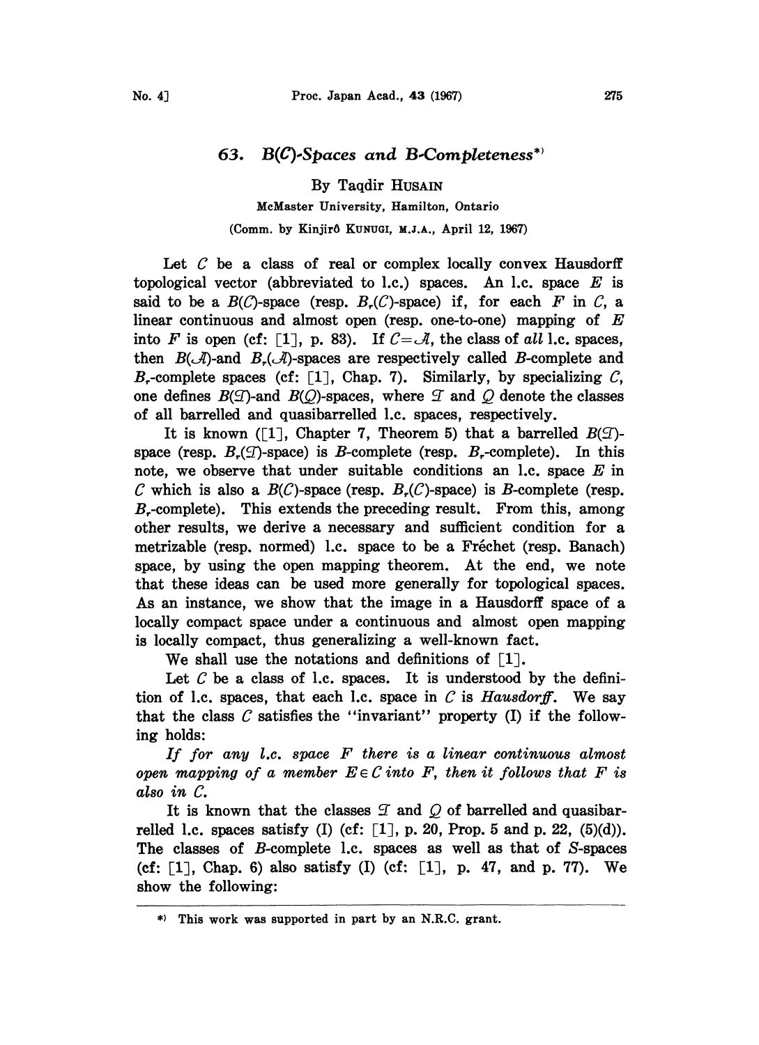# 63. $B(\mathcal{C})$-Spaces and $B$-Completeness*)

By Taqdir HUSAIN

McMaster University, Hamilton, Ontario

(Comm. by Kinjirô KUNUGI, M.J.A., April 12, 1967)

Let $\mathcal{C}$ be a class of real or complex locally convex Hausdorff topological vector (abbreviated to l.c.) spaces. An l.c. space $E$ is said to be a $B(\mathcal{C})$-space (resp. $B_r(\mathcal{C})$-space) if, for each $F$ in $\mathcal{C}$, a linear continuous and almost open (resp. one-to-one) mapping of $E$ into $F$ is open (cf: [1], p. 83). If $\mathcal{C}=\mathcal{A}$, the class of *all* l.c. spaces, then $B(\mathcal{A})$-and $B_r(\mathcal{A})$-spaces are respectively called $B$-complete and $B_r$-complete spaces (cf: [1], Chap. 7). Similarly, by specializing $\mathcal{C}$, one defines $B(\mathcal{T})$-and $B(\mathcal{Q})$-spaces, where $\mathcal{T}$ and $\mathcal{Q}$ denote the classes of all barrelled and quasibarrelled l.c. spaces, respectively.

It is known ([1], Chapter 7, Theorem 5) that a barrelled $B(\mathcal{T})$-space (resp. $B_r(\mathcal{T})$-space) is $B$-complete (resp. $B_r$-complete). In this note, we observe that under suitable conditions an l.c. space $E$ in $\mathcal{C}$ which is also a $B(\mathcal{C})$-space (resp. $B_r(\mathcal{C})$-space) is $B$-complete (resp. $B_r$-complete). This extends the preceding result. From this, among other results, we derive a necessary and sufficient condition for a metrizable (resp. normed) l.c. space to be a Fréchet (resp. Banach) space, by using the open mapping theorem. At the end, we note that these ideas can be used more generally for topological spaces. As an instance, we show that the image in a Hausdorff space of a locally compact space under a continuous and almost open mapping is locally compact, thus generalizing a well-known fact.

We shall use the notations and definitions of [1].

Let $\mathcal{C}$ be a class of l.c. spaces. It is understood by the definition of l.c. spaces, that each l.c. space in $\mathcal{C}$ is *Hausdorff*. We say that the class $\mathcal{C}$ satisfies the "invariant" property (I) if the following holds:

*If for any l.c. space $F$ there is a linear continuous almost open mapping of a member $E\in\mathcal{C}$ into $F$, then it follows that $F$ is also in $\mathcal{C}$.*

It is known that the classes $\mathcal{T}$ and $\mathcal{Q}$ of barrelled and quasibarrelled l.c. spaces satisfy (I) (cf: [1], p. 20, Prop. 5 and p. 22, (5)(d)). The classes of $B$-complete l.c. spaces as well as that of $S$-spaces (cf: [1], Chap. 6) also satisfy (I) (cf: [1], p. 47, and p. 77). We show the following:

---

*) This work was supported in part by an N.R.C. grant.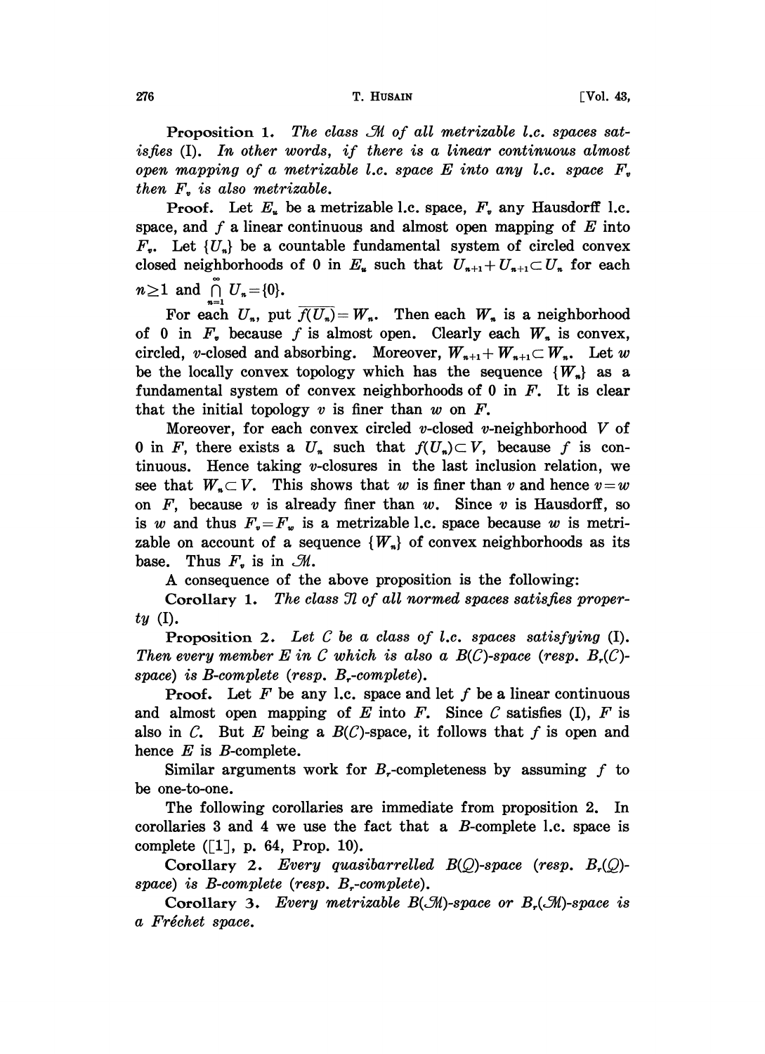**Proposition 1.** *The class $\mathcal{M}$ of all metrizable l.c. spaces satisfies* (I). *In other words, if there is a linear continuous almost open mapping of a metrizable l.c. space $E$ into any l.c. space $F_v$ then $F_v$ is also metrizable.*

**Proof.** Let $E_u$ be a metrizable l.c. space, $F_v$ any Hausdorff l.c. space, and $f$ a linear continuous and almost open mapping of $E$ into $F_v$. Let $\{U_n\}$ be a countable fundamental system of circled convex closed neighborhoods of 0 in $E_u$ such that $U_{n+1}+U_{n+1}\subset U_n$ for each $n\geq 1$ and $\bigcap_{n=1}^{\infty} U_n=\{0\}$.

For each $U_n$, put $\overline{f(U_n)}=W_n$. Then each $W_n$ is a neighborhood of 0 in $F_v$ because $f$ is almost open. Clearly each $W_n$ is convex, circled, $v$-closed and absorbing. Moreover, $W_{n+1}+W_{n+1}\subset W_n$. Let $w$ be the locally convex topology which has the sequence $\{W_n\}$ as a fundamental system of convex neighborhoods of 0 in $F$. It is clear that the initial topology $v$ is finer than $w$ on $F$.

Moreover, for each convex circled $v$-closed $v$-neighborhood $V$ of 0 in $F$, there exists a $U_n$ such that $f(U_n)\subset V$, because $f$ is continuous. Hence taking $v$-closures in the last inclusion relation, we see that $W_n\subset V$. This shows that $w$ is finer than $v$ and hence $v=w$ on $F$, because $v$ is already finer than $w$. Since $v$ is Hausdorff, so is $w$ and thus $F_v=F_w$ is a metrizable l.c. space because $w$ is metrizable on account of a sequence $\{W_n\}$ of convex neighborhoods as its base. Thus $F_v$ is in $\mathcal{M}$.

A consequence of the above proposition is the following:

**Corollary 1.** *The class $\mathfrak{N}$ of all normed spaces satisfies property* (I).

**Proposition 2.** *Let $C$ be a class of l.c. spaces satisfying* (I). *Then every member $E$ in $C$ which is also a $B(C)$-space (resp. $B_r(C)$-space) is $B$-complete (resp. $B_r$-complete).*

**Proof.** Let $F$ be any l.c. space and let $f$ be a linear continuous and almost open mapping of $E$ into $F$. Since $C$ satisfies (I), $F$ is also in $C$. But $E$ being a $B(C)$-space, it follows that $f$ is open and hence $E$ is $B$-complete.

Similar arguments work for $B_r$-completeness by assuming $f$ to be one-to-one.

The following corollaries are immediate from proposition 2. In corollaries 3 and 4 we use the fact that a $B$-complete l.c. space is complete ([1], p. 64, Prop. 10).

**Corollary 2.** *Every quasibarrelled $B(Q)$-space (resp. $B_r(Q)$-space) is $B$-complete (resp. $B_r$-complete).*

**Corollary 3.** *Every metrizable $B(\mathcal{M})$-space or $B_r(\mathcal{M})$-space is a Fréchet space.*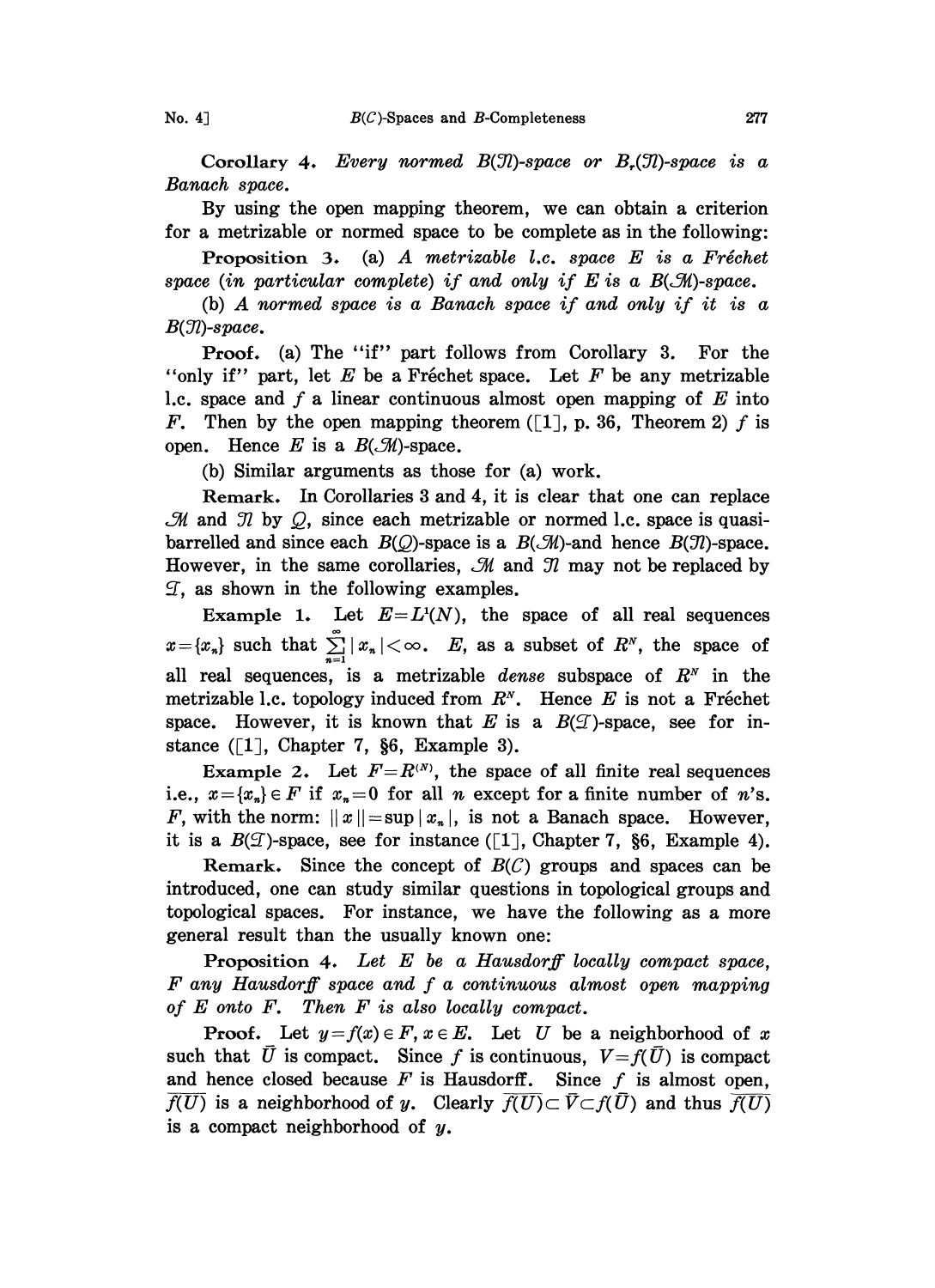**Corollary 4.** *Every normed $B(\mathfrak{N})$-space or $B_r(\mathfrak{N})$-space is a Banach space.*

By using the open mapping theorem, we can obtain a criterion for a metrizable or normed space to be complete as in the following:

**Proposition 3.** (a) *A metrizable l.c. space $E$ is a Fréchet space (in particular complete) if and only if $E$ is a $B(\mathcal{M})$-space.*

(b) *A normed space is a Banach space if and only if it is a $B(\mathfrak{N})$-space.*

**Proof.** (a) The "if" part follows from Corollary 3. For the "only if" part, let $E$ be a Fréchet space. Let $F$ be any metrizable l.c. space and $f$ a linear continuous almost open mapping of $E$ into $F$. Then by the open mapping theorem ([1], p. 36, Theorem 2) $f$ is open. Hence $E$ is a $B(\mathcal{M})$-space.

(b) Similar arguments as those for (a) work.

**Remark.** In Corollaries 3 and 4, it is clear that one can replace $\mathcal{M}$ and $\mathfrak{N}$ by $Q$, since each metrizable or normed l.c. space is quasi-barrelled and since each $B(Q)$-space is a $B(\mathcal{M})$-and hence $B(\mathfrak{N})$-space. However, in the same corollaries, $\mathcal{M}$ and $\mathfrak{N}$ may not be replaced by $\mathfrak{T}$, as shown in the following examples.

**Example 1.** Let $E=L^1(N)$, the space of all real sequences $x=\{x_n\}$ such that $\sum_{n=1}^{\infty}|x_n|<\infty$. $E$, as a subset of $R^N$, the space of all real sequences, is a metrizable *dense* subspace of $R^N$ in the metrizable l.c. topology induced from $R^N$. Hence $E$ is not a Fréchet space. However, it is known that $E$ is a $B(\mathfrak{T})$-space, see for instance ([1], Chapter 7, §6, Example 3).

**Example 2.** Let $F=R^{(N)}$, the space of all finite real sequences i.e., $x=\{x_n\}\in F$ if $x_n=0$ for all $n$ except for a finite number of $n$'s. $F$, with the norm: $\|x\|=\sup|x_n|$, is not a Banach space. However, it is a $B(\mathfrak{T})$-space, see for instance ([1], Chapter 7, §6, Example 4).

**Remark.** Since the concept of $B(C)$ groups and spaces can be introduced, one can study similar questions in topological groups and topological spaces. For instance, we have the following as a more general result than the usually known one:

**Proposition 4.** *Let $E$ be a Hausdorff locally compact space, $F$ any Hausdorff space and $f$ a continuous almost open mapping of $E$ onto $F$. Then $F$ is also locally compact.*

**Proof.** Let $y=f(x)\in F$, $x\in E$. Let $U$ be a neighborhood of $x$ such that $\bar{U}$ is compact. Since $f$ is continuous, $V=f(\bar{U})$ is compact and hence closed because $F$ is Hausdorff. Since $f$ is almost open, $\overline{f(U)}$ is a neighborhood of $y$. Clearly $\overline{f(U)}\subset\bar{V}\subset f(\bar{U})$ and thus $\overline{f(U)}$ is a compact neighborhood of $y$.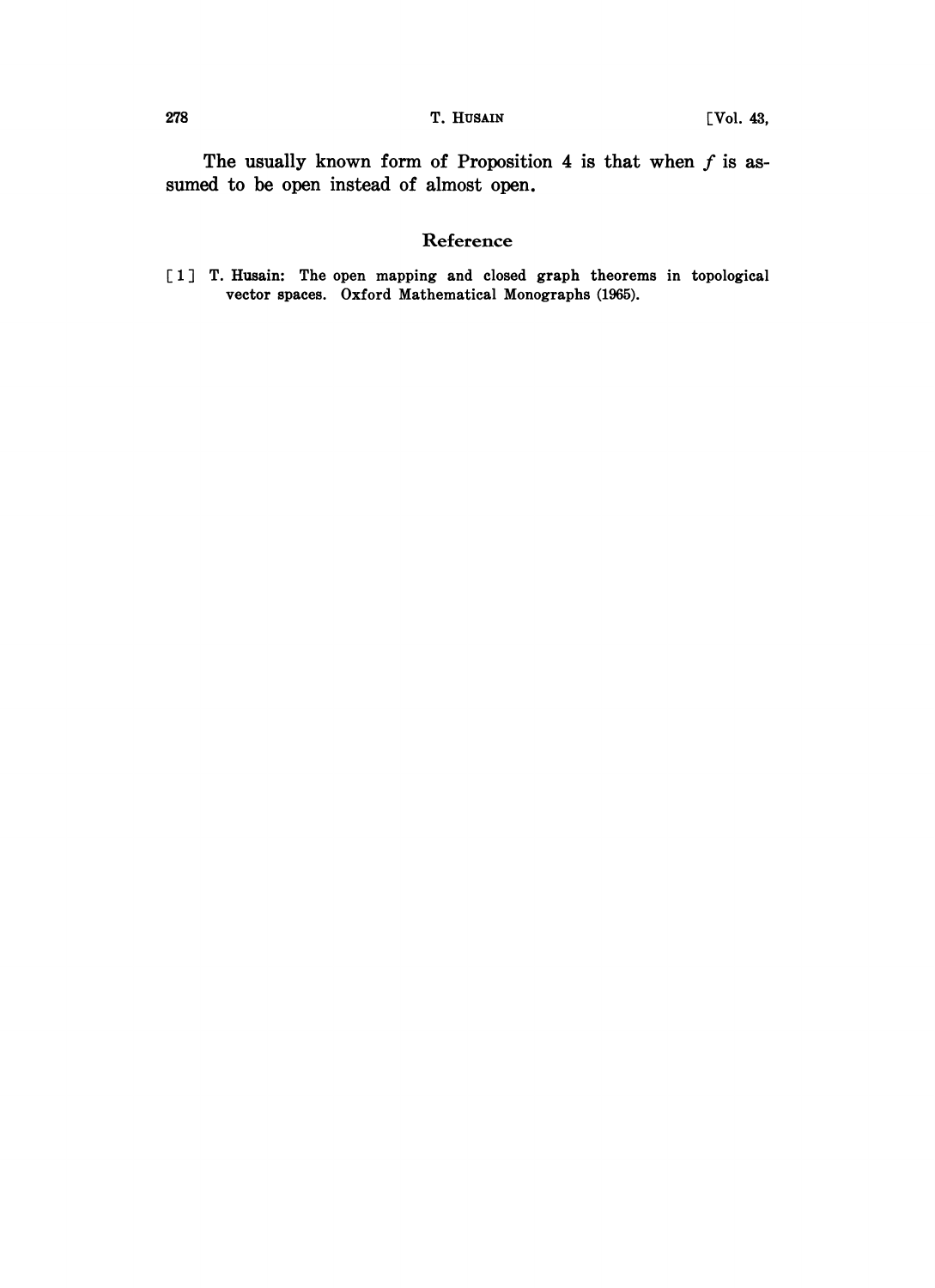The usually known form of Proposition 4 is that when $f$ is assumed to be open instead of almost open.

## Reference

[1] T. Husain: The open mapping and closed graph theorems in topological vector spaces. Oxford Mathematical Monographs (1965).